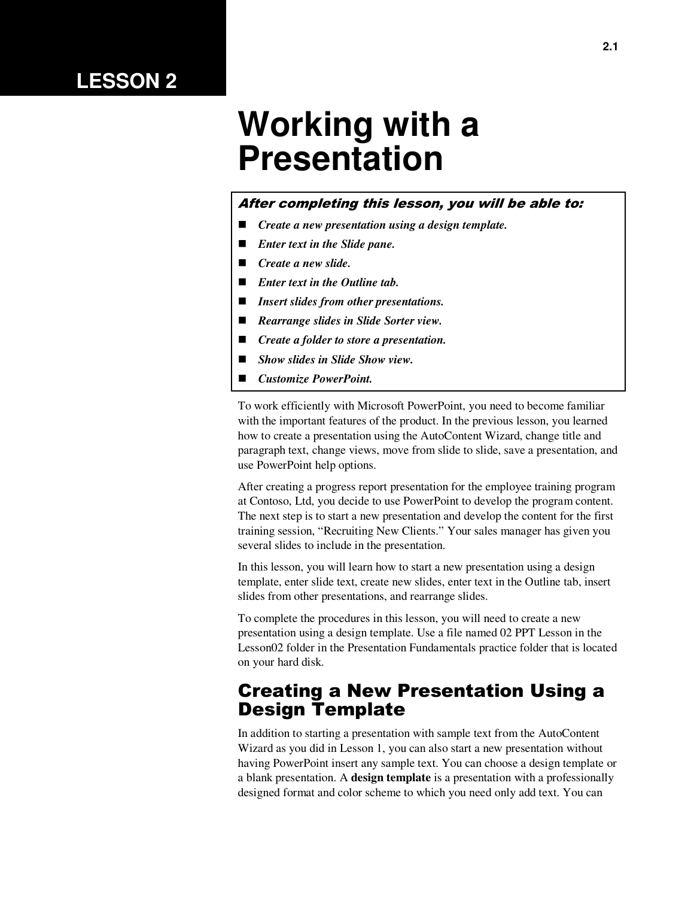LESSON 2

# Working with a Presentation

***After completing this lesson, you will be able to:***

- *Create a new presentation using a design template.*
- *Enter text in the Slide pane.*
- *Create a new slide.*
- *Enter text in the Outline tab.*
- *Insert slides from other presentations.*
- *Rearrange slides in Slide Sorter view.*
- *Create a folder to store a presentation.*
- *Show slides in Slide Show view.*
- *Customize PowerPoint.*

To work efficiently with Microsoft PowerPoint, you need to become familiar with the important features of the product. In the previous lesson, you learned how to create a presentation using the AutoContent Wizard, change title and paragraph text, change views, move from slide to slide, save a presentation, and use PowerPoint help options.

After creating a progress report presentation for the employee training program at Contoso, Ltd, you decide to use PowerPoint to develop the program content. The next step is to start a new presentation and develop the content for the first training session, "Recruiting New Clients." Your sales manager has given you several slides to include in the presentation.

In this lesson, you will learn how to start a new presentation using a design template, enter slide text, create new slides, enter text in the Outline tab, insert slides from other presentations, and rearrange slides.

To complete the procedures in this lesson, you will need to create a new presentation using a design template. Use a file named 02 PPT Lesson in the Lesson02 folder in the Presentation Fundamentals practice folder that is located on your hard disk.

## Creating a New Presentation Using a Design Template

In addition to starting a presentation with sample text from the AutoContent Wizard as you did in Lesson 1, you can also start a new presentation without having PowerPoint insert any sample text. You can choose a design template or a blank presentation. A **design template** is a presentation with a professionally designed format and color scheme to which you need only add text. You can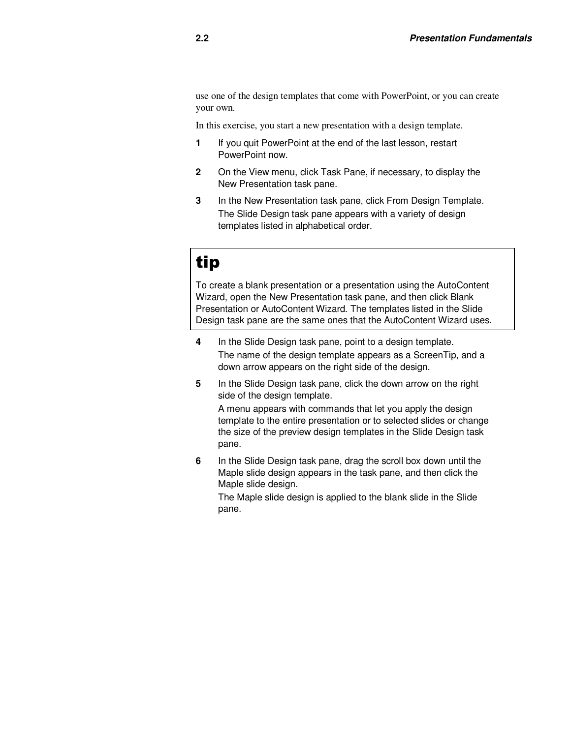use one of the design templates that come with PowerPoint, or you can create your own.

In this exercise, you start a new presentation with a design template.

1. If you quit PowerPoint at the end of the last lesson, restart PowerPoint now.
2. On the View menu, click Task Pane, if necessary, to display the New Presentation task pane.
3. In the New Presentation task pane, click From Design Template.

   The Slide Design task pane appears with a variety of design templates listed in alphabetical order.

> **tip**
>
> To create a blank presentation or a presentation using the AutoContent Wizard, open the New Presentation task pane, and then click Blank Presentation or AutoContent Wizard. The templates listed in the Slide Design task pane are the same ones that the AutoContent Wizard uses.

4. In the Slide Design task pane, point to a design template.

   The name of the design template appears as a ScreenTip, and a down arrow appears on the right side of the design.
5. In the Slide Design task pane, click the down arrow on the right side of the design template.

   A menu appears with commands that let you apply the design template to the entire presentation or to selected slides or change the size of the preview design templates in the Slide Design task pane.
6. In the Slide Design task pane, drag the scroll box down until the Maple slide design appears in the task pane, and then click the Maple slide design.

   The Maple slide design is applied to the blank slide in the Slide pane.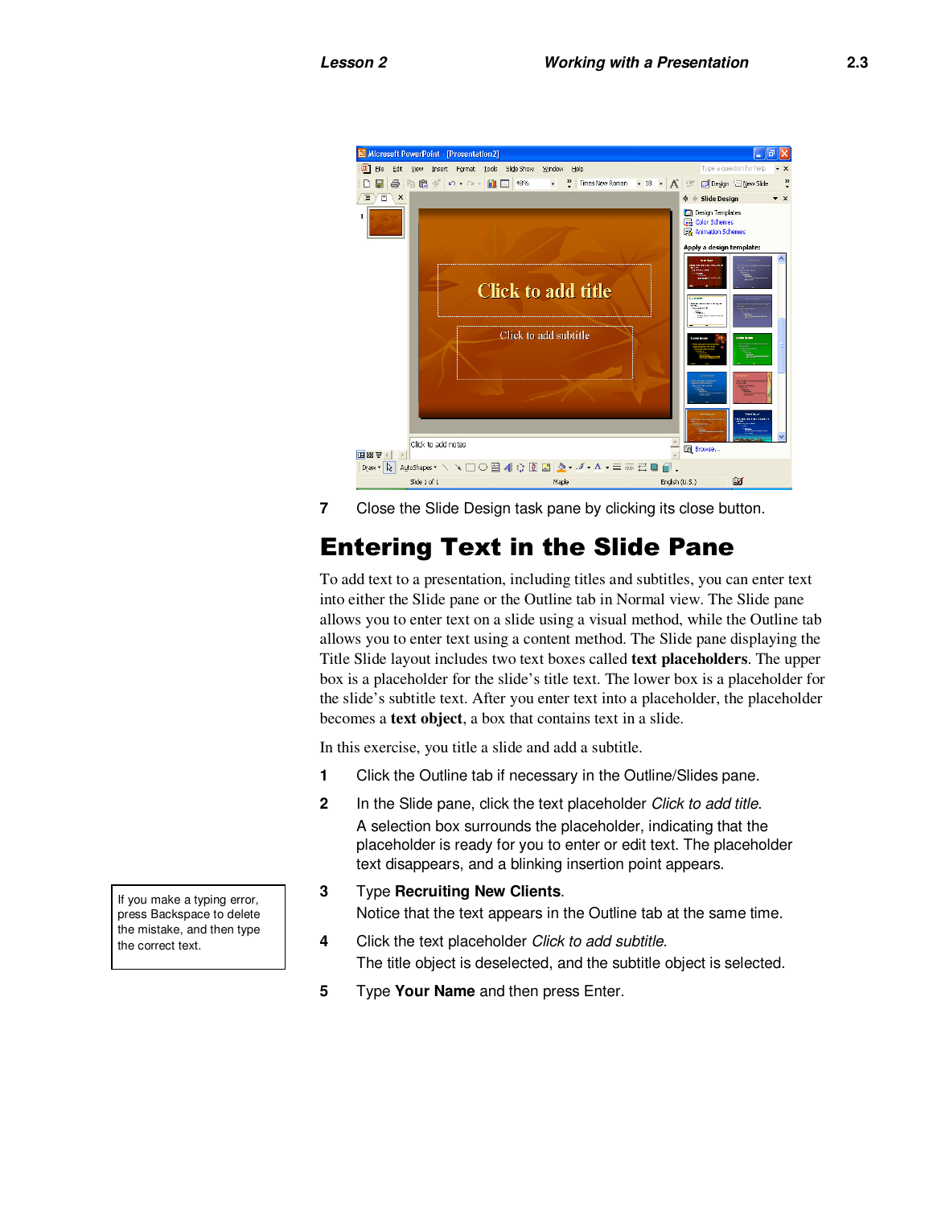7 Close the Slide Design task pane by clicking its close button.

## Entering Text in the Slide Pane

To add text to a presentation, including titles and subtitles, you can enter text into either the Slide pane or the Outline tab in Normal view. The Slide pane allows you to enter text on a slide using a visual method, while the Outline tab allows you to enter text using a content method. The Slide pane displaying the Title Slide layout includes two text boxes called **text placeholders**. The upper box is a placeholder for the slide's title text. The lower box is a placeholder for the slide's subtitle text. After you enter text into a placeholder, the placeholder becomes a **text object**, a box that contains text in a slide.

In this exercise, you title a slide and add a subtitle.

1 Click the Outline tab if necessary in the Outline/Slides pane.

2 In the Slide pane, click the text placeholder *Click to add title*.
A selection box surrounds the placeholder, indicating that the placeholder is ready for you to enter or edit text. The placeholder text disappears, and a blinking insertion point appears.

> If you make a typing error, press Backspace to delete the mistake, and then type the correct text.

3 Type **Recruiting New Clients**.
Notice that the text appears in the Outline tab at the same time.

4 Click the text placeholder *Click to add subtitle*.
The title object is deselected, and the subtitle object is selected.

5 Type **Your Name** and then press Enter.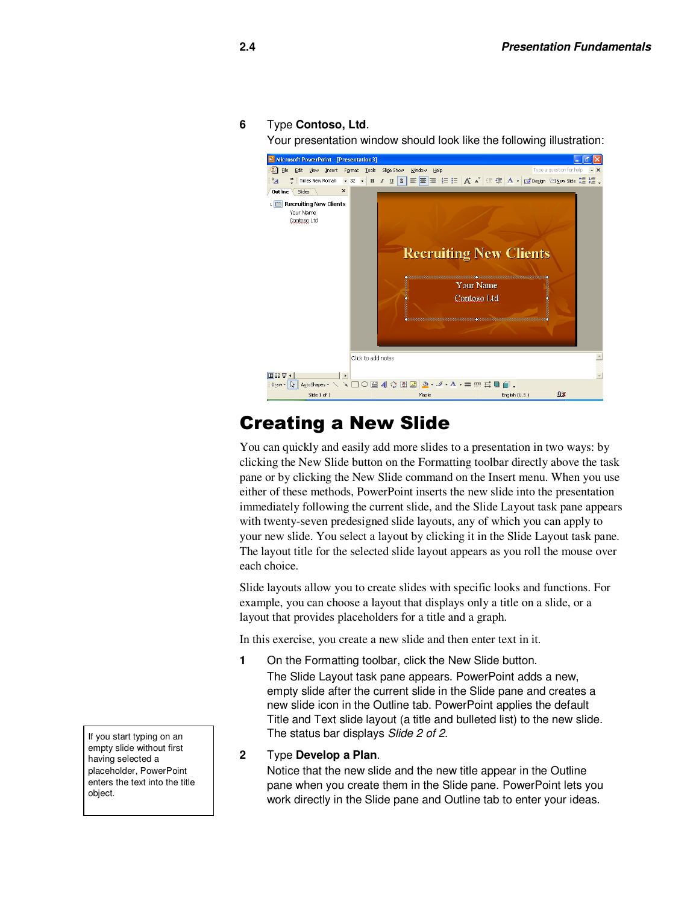6 Type **Contoso, Ltd**.
Your presentation window should look like the following illustration:

## Creating a New Slide

You can quickly and easily add more slides to a presentation in two ways: by clicking the New Slide button on the Formatting toolbar directly above the task pane or by clicking the New Slide command on the Insert menu. When you use either of these methods, PowerPoint inserts the new slide into the presentation immediately following the current slide, and the Slide Layout task pane appears with twenty-seven predesigned slide layouts, any of which you can apply to your new slide. You select a layout by clicking it in the Slide Layout task pane. The layout title for the selected slide layout appears as you roll the mouse over each choice.

Slide layouts allow you to create slides with specific looks and functions. For example, you can choose a layout that displays only a title on a slide, or a layout that provides placeholders for a title and a graph.

In this exercise, you create a new slide and then enter text in it.

1 On the Formatting toolbar, click the New Slide button.
The Slide Layout task pane appears. PowerPoint adds a new, empty slide after the current slide in the Slide pane and creates a new slide icon in the Outline tab. PowerPoint applies the default Title and Text slide layout (a title and bulleted list) to the new slide. The status bar displays *Slide 2 of 2.*

> If you start typing on an empty slide without first having selected a placeholder, PowerPoint enters the text into the title object.

2 Type **Develop a Plan**.
Notice that the new slide and the new title appear in the Outline pane when you create them in the Slide pane. PowerPoint lets you work directly in the Slide pane and Outline tab to enter your ideas.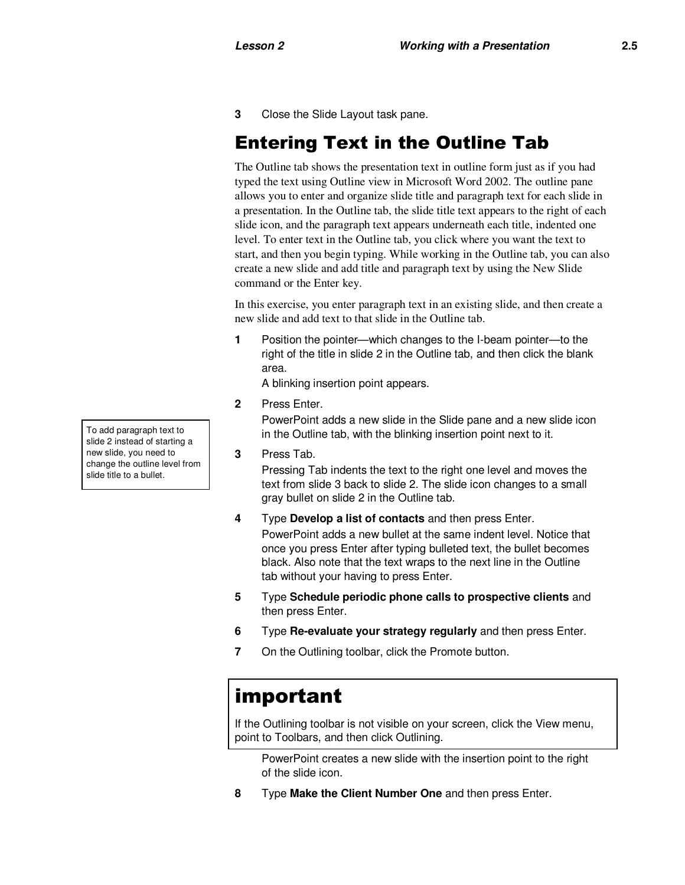3 Close the Slide Layout task pane.

## Entering Text in the Outline Tab

The Outline tab shows the presentation text in outline form just as if you had typed the text using Outline view in Microsoft Word 2002. The outline pane allows you to enter and organize slide title and paragraph text for each slide in a presentation. In the Outline tab, the slide title text appears to the right of each slide icon, and the paragraph text appears underneath each title, indented one level. To enter text in the Outline tab, you click where you want the text to start, and then you begin typing. While working in the Outline tab, you can also create a new slide and add title and paragraph text by using the New Slide command or the Enter key.

In this exercise, you enter paragraph text in an existing slide, and then create a new slide and add text to that slide in the Outline tab.

1. Position the pointer—which changes to the I-beam pointer—to the right of the title in slide 2 in the Outline tab, and then click the blank area.
   A blinking insertion point appears.
2. Press Enter.
   PowerPoint adds a new slide in the Slide pane and a new slide icon in the Outline tab, with the blinking insertion point next to it.

> To add paragraph text to slide 2 instead of starting a new slide, you need to change the outline level from slide title to a bullet.

3. Press Tab.
   Pressing Tab indents the text to the right one level and moves the text from slide 3 back to slide 2. The slide icon changes to a small gray bullet on slide 2 in the Outline tab.
4. Type **Develop a list of contacts** and then press Enter.
   PowerPoint adds a new bullet at the same indent level. Notice that once you press Enter after typing bulleted text, the bullet becomes black. Also note that the text wraps to the next line in the Outline tab without your having to press Enter.
5. Type **Schedule periodic phone calls to prospective clients** and then press Enter.
6. Type **Re-evaluate your strategy regularly** and then press Enter.
7. On the Outlining toolbar, click the Promote button.

> ## important
>
> If the Outlining toolbar is not visible on your screen, click the View menu, point to Toolbars, and then click Outlining.

   PowerPoint creates a new slide with the insertion point to the right of the slide icon.

8. Type **Make the Client Number One** and then press Enter.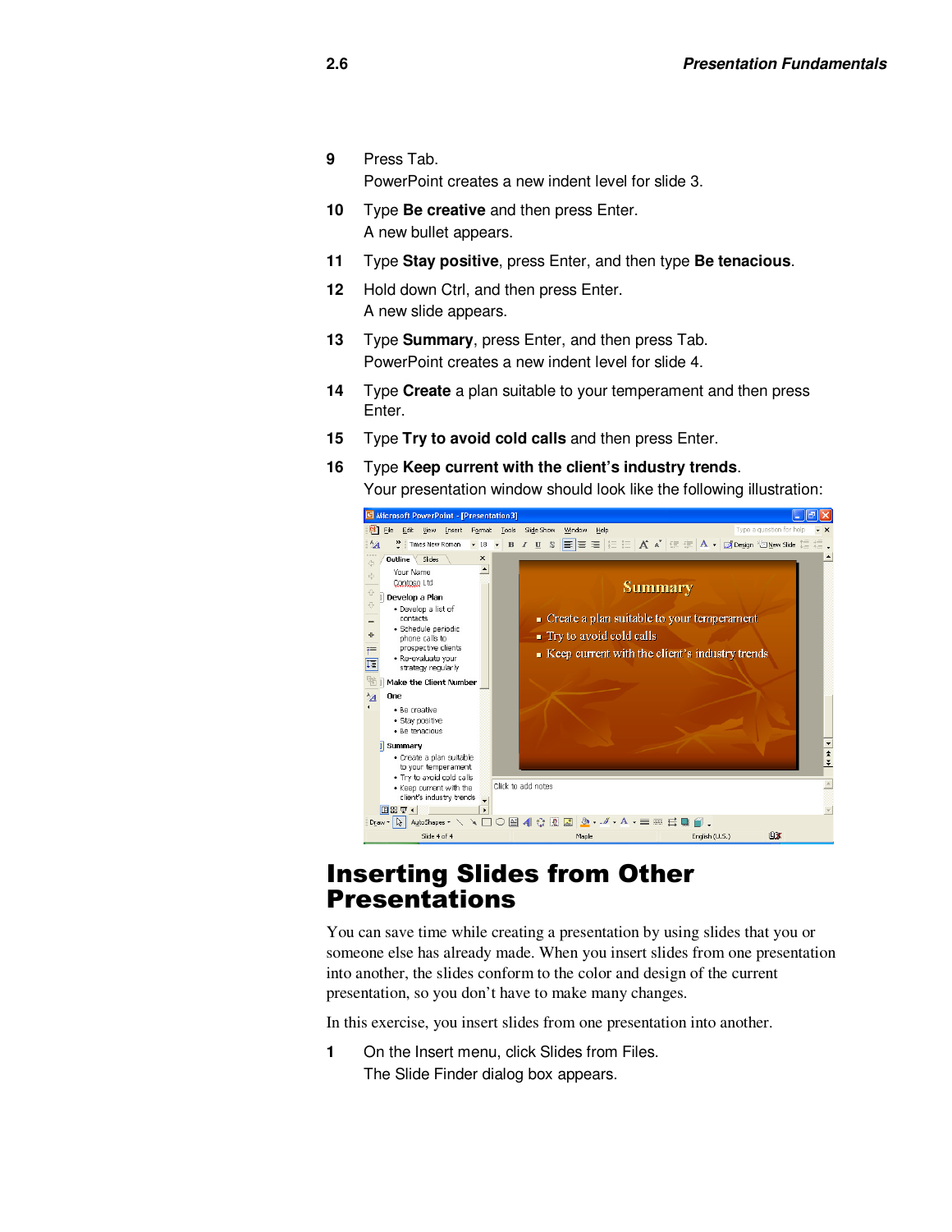9. Press Tab.
   PowerPoint creates a new indent level for slide 3.
10. Type **Be creative** and then press Enter.
    A new bullet appears.
11. Type **Stay positive**, press Enter, and then type **Be tenacious**.
12. Hold down Ctrl, and then press Enter.
    A new slide appears.
13. Type **Summary**, press Enter, and then press Tab.
    PowerPoint creates a new indent level for slide 4.
14. Type **Create** a plan suitable to your temperament and then press Enter.
15. Type **Try to avoid cold calls** and then press Enter.
16. Type **Keep current with the client's industry trends**.
    Your presentation window should look like the following illustration:

# Inserting Slides from Other Presentations

You can save time while creating a presentation by using slides that you or someone else has already made. When you insert slides from one presentation into another, the slides conform to the color and design of the current presentation, so you don't have to make many changes.

In this exercise, you insert slides from one presentation into another.

1. On the Insert menu, click Slides from Files.
   The Slide Finder dialog box appears.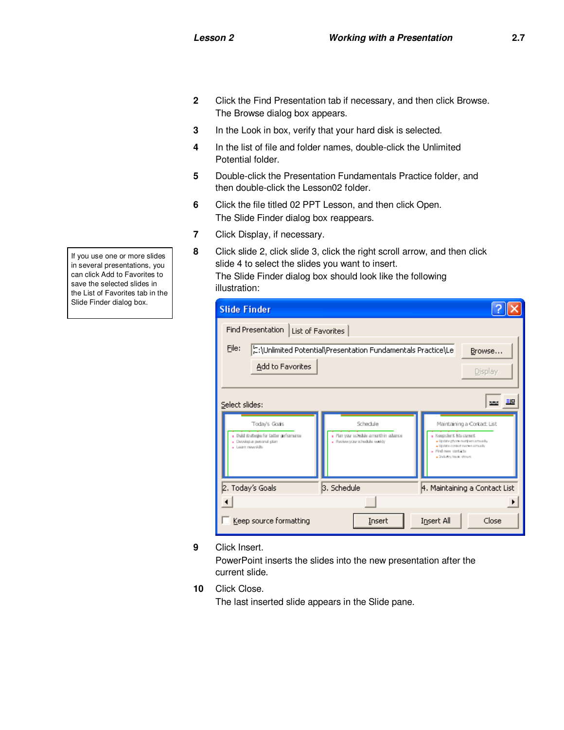2. Click the Find Presentation tab if necessary, and then click Browse.
   The Browse dialog box appears.
3. In the Look in box, verify that your hard disk is selected.
4. In the list of file and folder names, double-click the Unlimited Potential folder.
5. Double-click the Presentation Fundamentals Practice folder, and then double-click the Lesson02 folder.
6. Click the file titled 02 PPT Lesson, and then click Open.
   The Slide Finder dialog box reappears.
7. Click Display, if necessary.
8. Click slide 2, click slide 3, click the right scroll arrow, and then click slide 4 to select the slides you want to insert.
   The Slide Finder dialog box should look like the following illustration:

> If you use one or more slides in several presentations, you can click Add to Favorites to save the selected slides in the List of Favorites tab in the Slide Finder dialog box.

9. Click Insert.
   PowerPoint inserts the slides into the new presentation after the current slide.
10. Click Close.
    The last inserted slide appears in the Slide pane.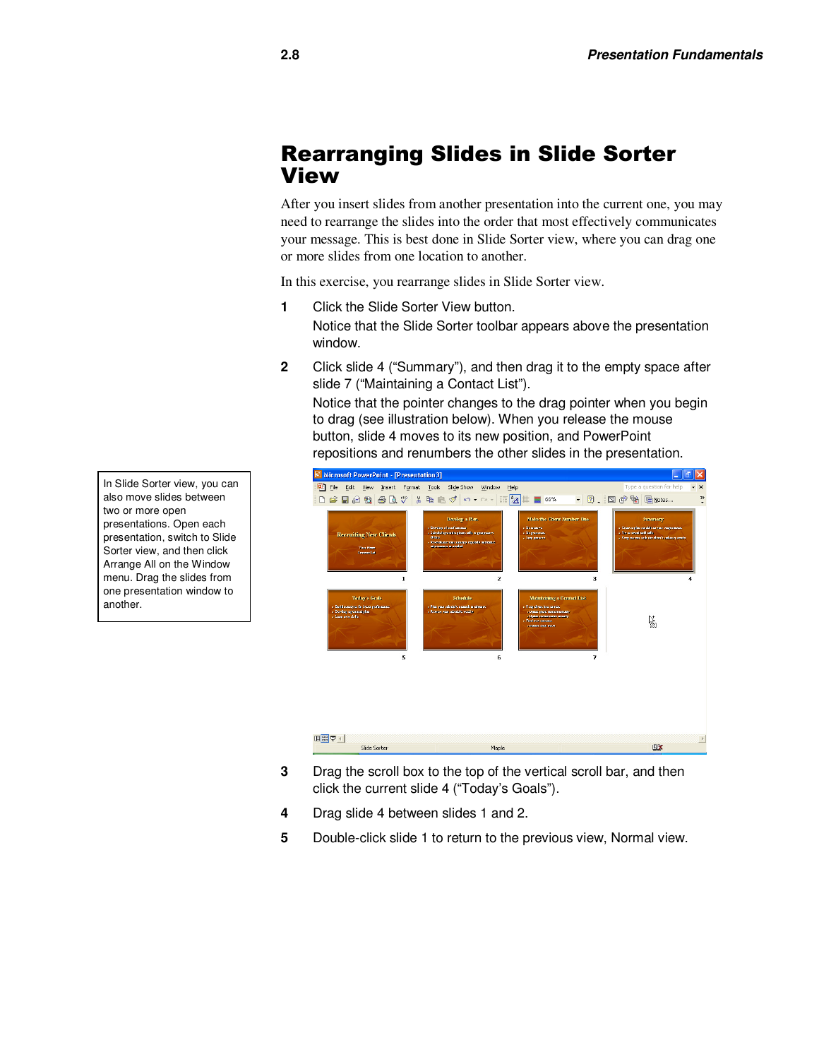# Rearranging Slides in Slide Sorter View

After you insert slides from another presentation into the current one, you may need to rearrange the slides into the order that most effectively communicates your message. This is best done in Slide Sorter view, where you can drag one or more slides from one location to another.

In this exercise, you rearrange slides in Slide Sorter view.

> In Slide Sorter view, you can also move slides between two or more open presentations. Open each presentation, switch to Slide Sorter view, and then click Arrange All on the Window menu. Drag the slides from one presentation window to another.

1. Click the Slide Sorter View button.

   Notice that the Slide Sorter toolbar appears above the presentation window.

2. Click slide 4 ("Summary"), and then drag it to the empty space after slide 7 ("Maintaining a Contact List").

   Notice that the pointer changes to the drag pointer when you begin to drag (see illustration below). When you release the mouse button, slide 4 moves to its new position, and PowerPoint repositions and renumbers the other slides in the presentation.

3. Drag the scroll box to the top of the vertical scroll bar, and then click the current slide 4 ("Today's Goals").

4. Drag slide 4 between slides 1 and 2.

5. Double-click slide 1 to return to the previous view, Normal view.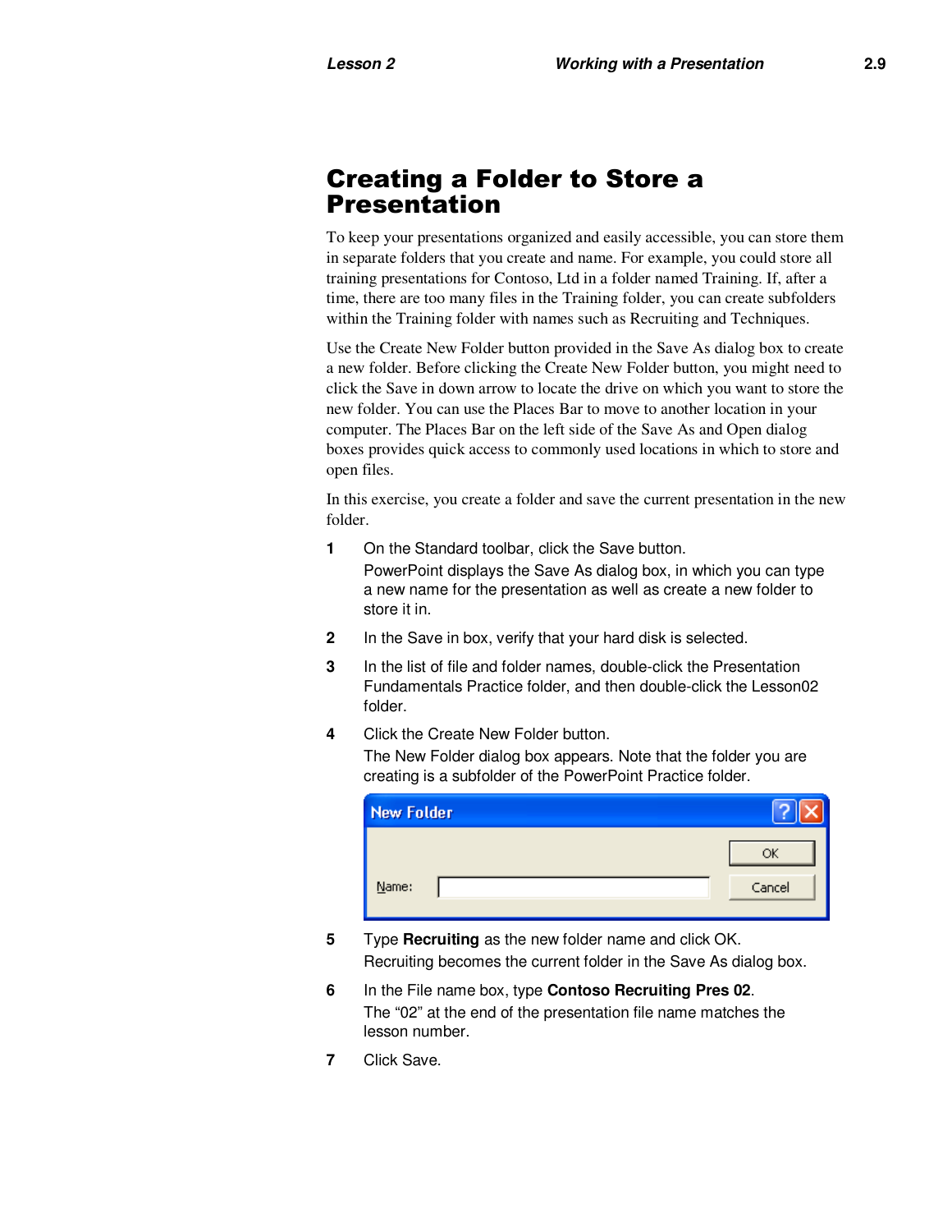# Creating a Folder to Store a Presentation

To keep your presentations organized and easily accessible, you can store them in separate folders that you create and name. For example, you could store all training presentations for Contoso, Ltd in a folder named Training. If, after a time, there are too many files in the Training folder, you can create subfolders within the Training folder with names such as Recruiting and Techniques.

Use the Create New Folder button provided in the Save As dialog box to create a new folder. Before clicking the Create New Folder button, you might need to click the Save in down arrow to locate the drive on which you want to store the new folder. You can use the Places Bar to move to another location in your computer. The Places Bar on the left side of the Save As and Open dialog boxes provides quick access to commonly used locations in which to store and open files.

In this exercise, you create a folder and save the current presentation in the new folder.

1. On the Standard toolbar, click the Save button.
   PowerPoint displays the Save As dialog box, in which you can type a new name for the presentation as well as create a new folder to store it in.
2. In the Save in box, verify that your hard disk is selected.
3. In the list of file and folder names, double-click the Presentation Fundamentals Practice folder, and then double-click the Lesson02 folder.
4. Click the Create New Folder button.
   The New Folder dialog box appears. Note that the folder you are creating is a subfolder of the PowerPoint Practice folder.

   New Folder

   Name: [ ] OK Cancel

5. Type **Recruiting** as the new folder name and click OK.
   Recruiting becomes the current folder in the Save As dialog box.
6. In the File name box, type **Contoso Recruiting Pres 02**.
   The "02" at the end of the presentation file name matches the lesson number.
7. Click Save.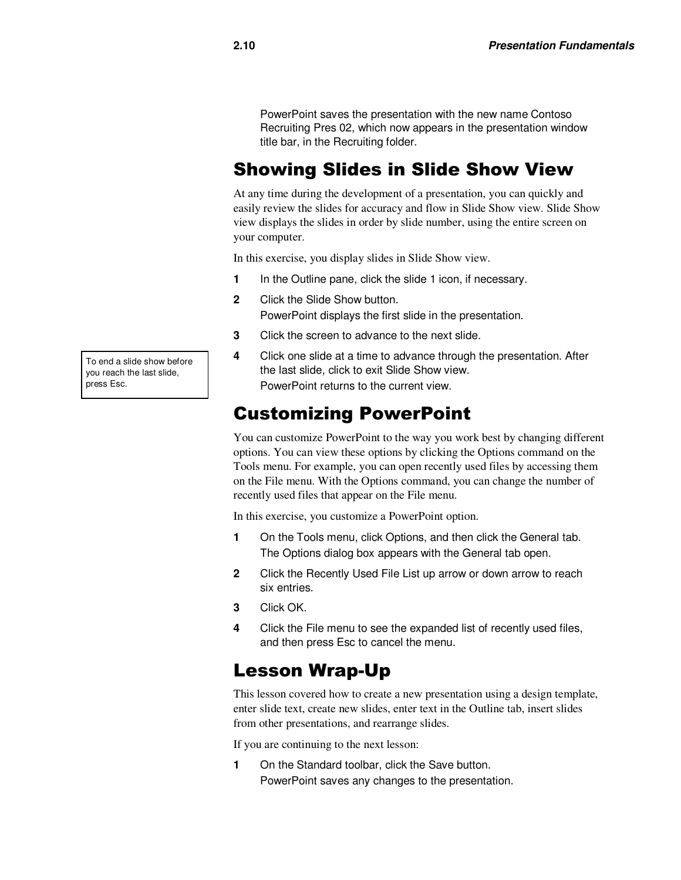PowerPoint saves the presentation with the new name Contoso Recruiting Pres 02, which now appears in the presentation window title bar, in the Recruiting folder.

## Showing Slides in Slide Show View

At any time during the development of a presentation, you can quickly and easily review the slides for accuracy and flow in Slide Show view. Slide Show view displays the slides in order by slide number, using the entire screen on your computer.

In this exercise, you display slides in Slide Show view.

1. In the Outline pane, click the slide 1 icon, if necessary.
2. Click the Slide Show button.
   PowerPoint displays the first slide in the presentation.
3. Click the screen to advance to the next slide.
4. Click one slide at a time to advance through the presentation. After the last slide, click to exit Slide Show view.
   PowerPoint returns to the current view.

> To end a slide show before you reach the last slide, press Esc.

## Customizing PowerPoint

You can customize PowerPoint to the way you work best by changing different options. You can view these options by clicking the Options command on the Tools menu. For example, you can open recently used files by accessing them on the File menu. With the Options command, you can change the number of recently used files that appear on the File menu.

In this exercise, you customize a PowerPoint option.

1. On the Tools menu, click Options, and then click the General tab.
   The Options dialog box appears with the General tab open.
2. Click the Recently Used File List up arrow or down arrow to reach six entries.
3. Click OK.
4. Click the File menu to see the expanded list of recently used files, and then press Esc to cancel the menu.

## Lesson Wrap-Up

This lesson covered how to create a new presentation using a design template, enter slide text, create new slides, enter text in the Outline tab, insert slides from other presentations, and rearrange slides.

If you are continuing to the next lesson:

1. On the Standard toolbar, click the Save button.
   PowerPoint saves any changes to the presentation.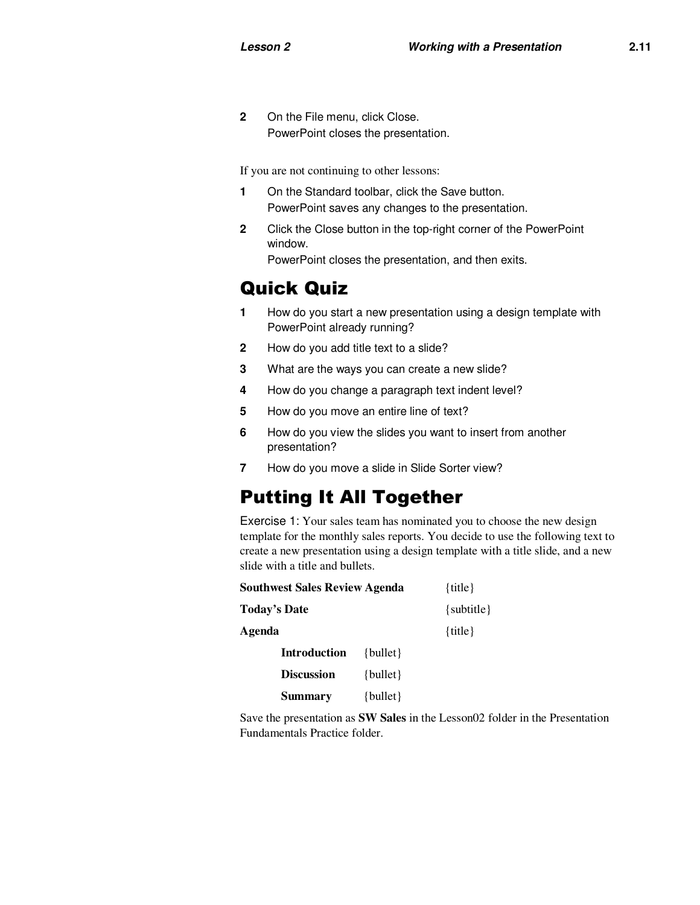2 On the File menu, click Close.
PowerPoint closes the presentation.

If you are not continuing to other lessons:

1 On the Standard toolbar, click the Save button.
PowerPoint saves any changes to the presentation.

2 Click the Close button in the top-right corner of the PowerPoint window.
PowerPoint closes the presentation, and then exits.

## Quick Quiz

1 How do you start a new presentation using a design template with PowerPoint already running?

2 How do you add title text to a slide?

3 What are the ways you can create a new slide?

4 How do you change a paragraph text indent level?

5 How do you move an entire line of text?

6 How do you view the slides you want to insert from another presentation?

7 How do you move a slide in Slide Sorter view?

## Putting It All Together

Exercise 1: Your sales team has nominated you to choose the new design template for the monthly sales reports. You decide to use the following text to create a new presentation using a design template with a title slide, and a new slide with a title and bullets.

**Southwest Sales Review Agenda** {title}

**Today's Date** {subtitle}

**Agenda** {title}

- **Introduction** {bullet}
- **Discussion** {bullet}
- **Summary** {bullet}

Save the presentation as **SW Sales** in the Lesson02 folder in the Presentation Fundamentals Practice folder.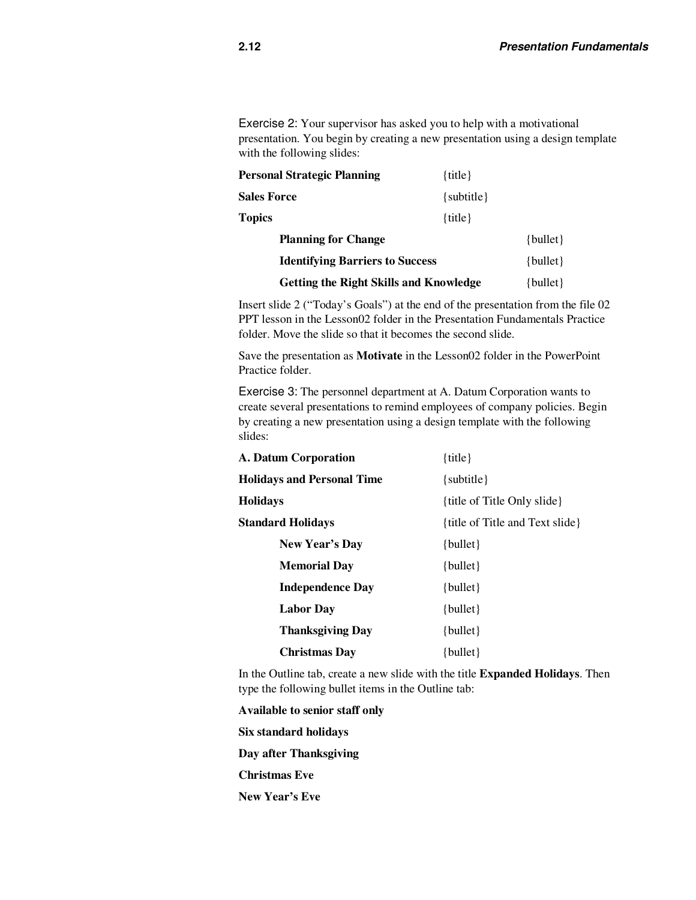Exercise 2: Your supervisor has asked you to help with a motivational presentation. You begin by creating a new presentation using a design template with the following slides:

| | |
|---|---|
| **Personal Strategic Planning** | {title} |
| **Sales Force** | {subtitle} |
| **Topics** | {title} |
| &nbsp;&nbsp;&nbsp;&nbsp;**Planning for Change** | {bullet} |
| &nbsp;&nbsp;&nbsp;&nbsp;**Identifying Barriers to Success** | {bullet} |
| &nbsp;&nbsp;&nbsp;&nbsp;**Getting the Right Skills and Knowledge** | {bullet} |

Insert slide 2 ("Today's Goals") at the end of the presentation from the file 02 PPT lesson in the Lesson02 folder in the Presentation Fundamentals Practice folder. Move the slide so that it becomes the second slide.

Save the presentation as **Motivate** in the Lesson02 folder in the PowerPoint Practice folder.

Exercise 3: The personnel department at A. Datum Corporation wants to create several presentations to remind employees of company policies. Begin by creating a new presentation using a design template with the following slides:

| | |
|---|---|
| **A. Datum Corporation** | {title} |
| **Holidays and Personal Time** | {subtitle} |
| **Holidays** | {title of Title Only slide} |
| **Standard Holidays** | {title of Title and Text slide} |
| &nbsp;&nbsp;&nbsp;&nbsp;**New Year's Day** | {bullet} |
| &nbsp;&nbsp;&nbsp;&nbsp;**Memorial Day** | {bullet} |
| &nbsp;&nbsp;&nbsp;&nbsp;**Independence Day** | {bullet} |
| &nbsp;&nbsp;&nbsp;&nbsp;**Labor Day** | {bullet} |
| &nbsp;&nbsp;&nbsp;&nbsp;**Thanksgiving Day** | {bullet} |
| &nbsp;&nbsp;&nbsp;&nbsp;**Christmas Day** | {bullet} |

In the Outline tab, create a new slide with the title **Expanded Holidays**. Then type the following bullet items in the Outline tab:

**Available to senior staff only**

**Six standard holidays**

**Day after Thanksgiving**

**Christmas Eve**

**New Year's Eve**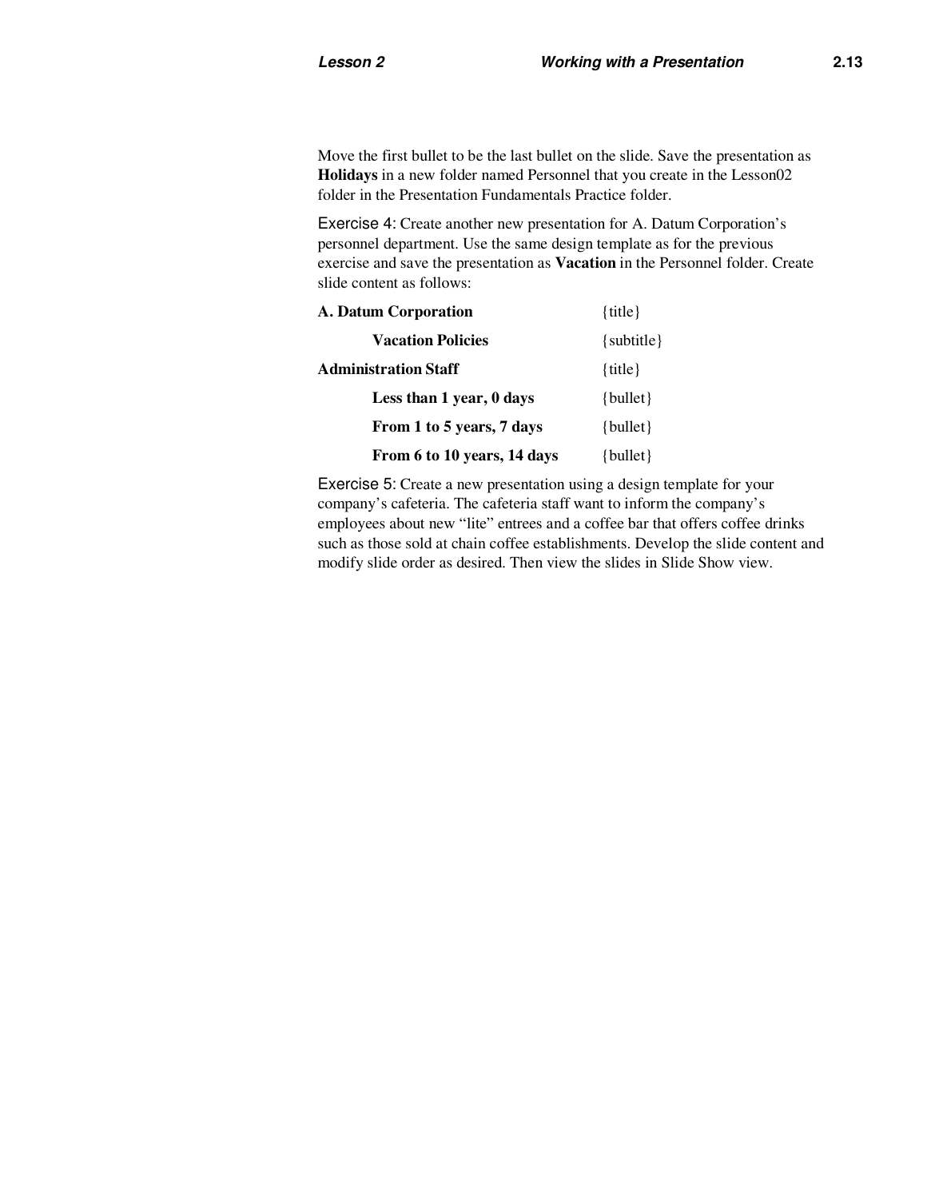Move the first bullet to be the last bullet on the slide. Save the presentation as **Holidays** in a new folder named Personnel that you create in the Lesson02 folder in the Presentation Fundamentals Practice folder.

Exercise 4: Create another new presentation for A. Datum Corporation's personnel department. Use the same design template as for the previous exercise and save the presentation as **Vacation** in the Personnel folder. Create slide content as follows:

| | |
|---|---|
| **A. Datum Corporation** | {title} |
| &nbsp;&nbsp;&nbsp;&nbsp;**Vacation Policies** | {subtitle} |
| **Administration Staff** | {title} |
| &nbsp;&nbsp;&nbsp;&nbsp;**Less than 1 year, 0 days** | {bullet} |
| &nbsp;&nbsp;&nbsp;&nbsp;**From 1 to 5 years, 7 days** | {bullet} |
| &nbsp;&nbsp;&nbsp;&nbsp;**From 6 to 10 years, 14 days** | {bullet} |

Exercise 5: Create a new presentation using a design template for your company's cafeteria. The cafeteria staff want to inform the company's employees about new "lite" entrees and a coffee bar that offers coffee drinks such as those sold at chain coffee establishments. Develop the slide content and modify slide order as desired. Then view the slides in Slide Show view.